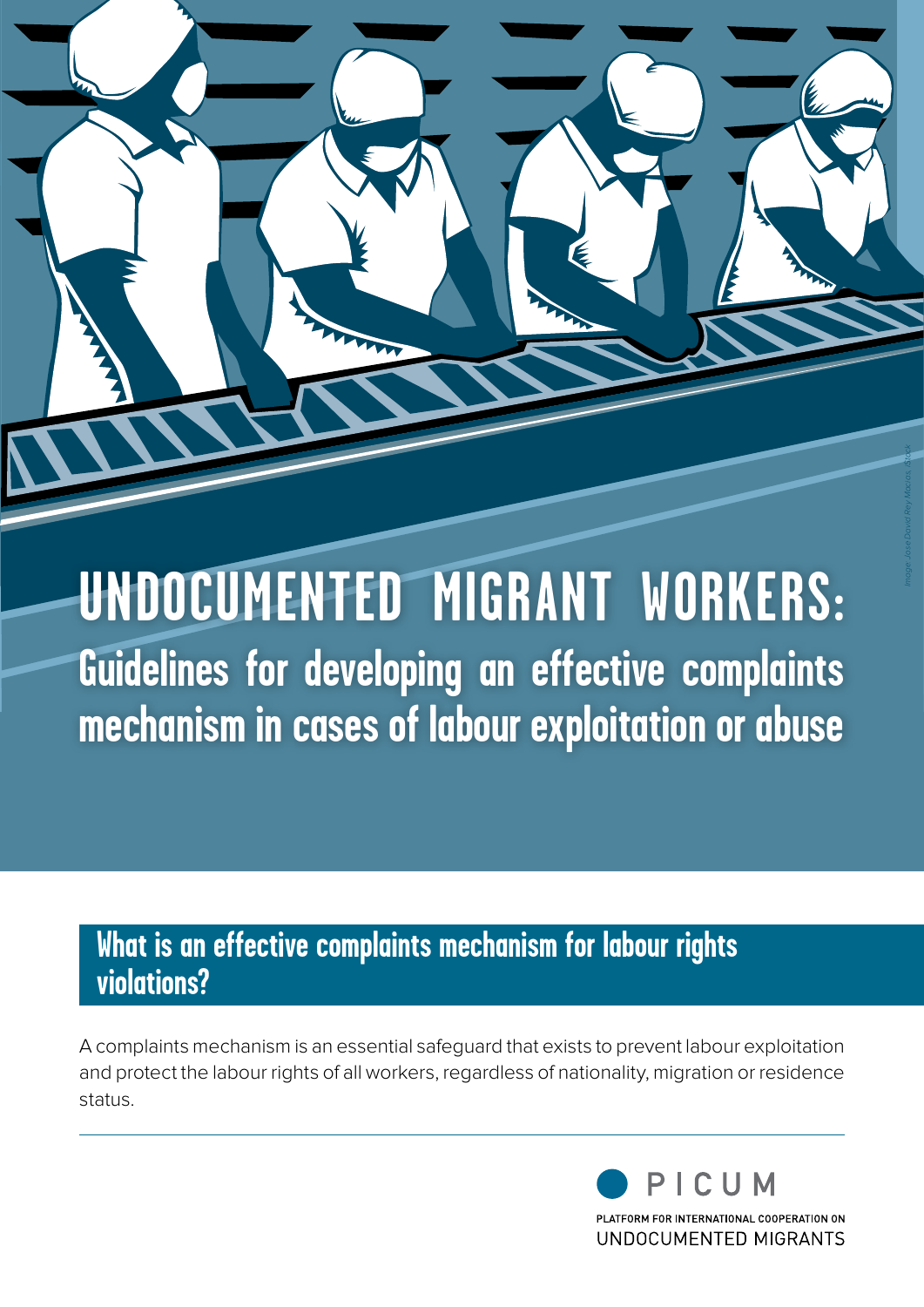# UNDOCUMENTED MIGRANT WORKERS:

## Guidelines for developing an effective complaints mechanism in cases of labour exploitation or abuse

*Image: JoseDavid Rey Macias, iStock*

### What is an effective complaints mechanism for labour rights violations?

A complaints mechanism is an essential safeguard that exists to prevent labour exploitation and protect the labour rights of all workers, regardless of nationality, migration or residence status.

PICUM

PLATFORM FOR INTERNATIONAL COOPERATION ON UNDOCUMENTED MIGRANTS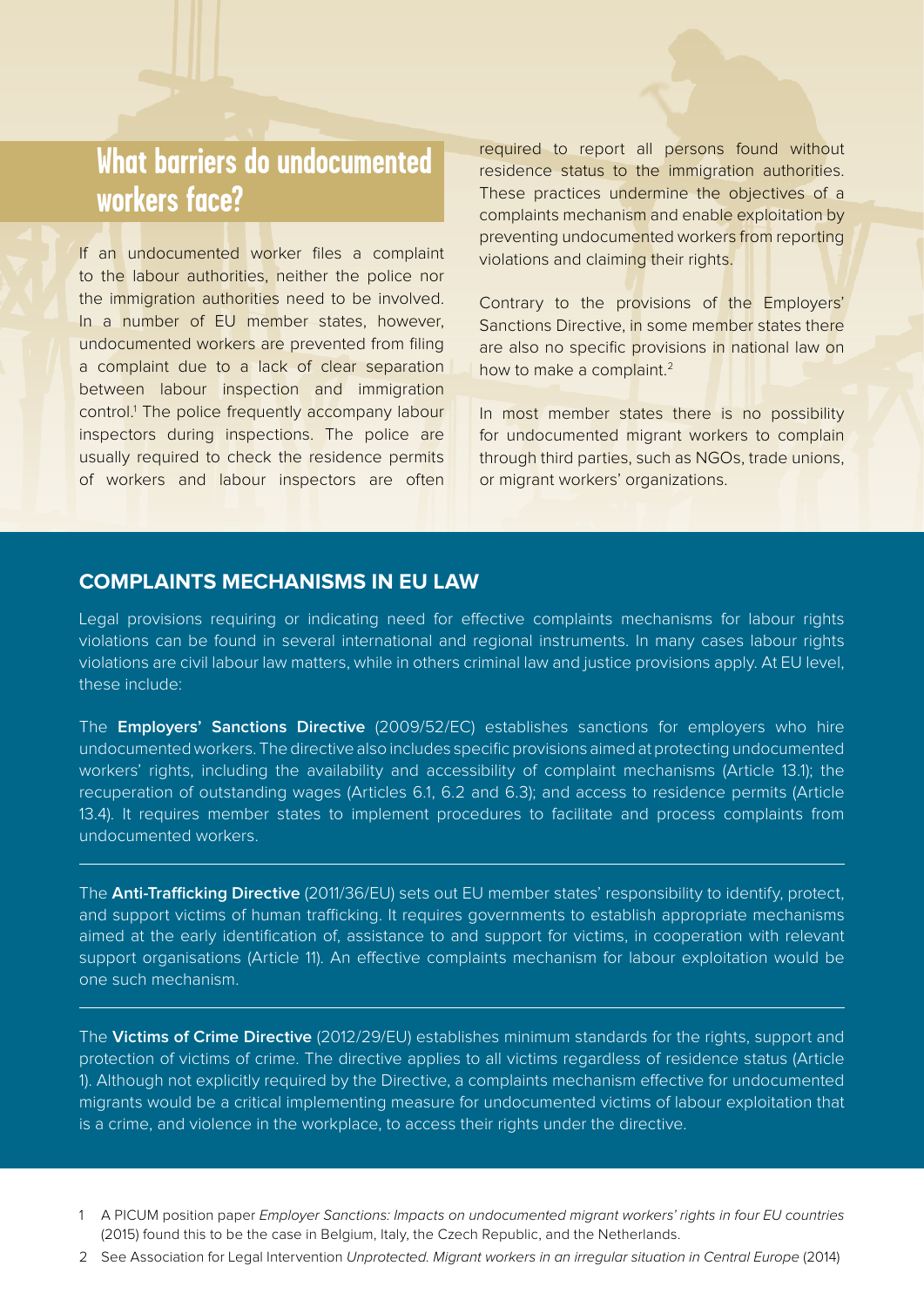## What barriers do undocumented workers face?

If an undocumented worker files a complaint to the labour authorities, neither the police nor the immigration authorities need to be involved. In a number of EU member states, however, undocumented workers are prevented from filing a complaint due to a lack of clear separation between labour inspection and immigration control.[1] The police frequently accompany labour inspectors during inspections. The police are usually required to check the residence permits of workers and labour inspectors are often required to report all persons found without residence status to the immigration authorities. These practices undermine the objectives of a complaints mechanism and enable exploitation by preventing undocumented workers from reporting violations and claiming their rights.

Contrary to the provisions of the Employers' Sanctions Directive, in some member states there are also no specific provisions in national law on how to make a complaint.[2]

In most member states there is no possibility for undocumented migrant workers to complain through third parties, such as NGOs, trade unions, or migrant workers' organizations.

### COMPLAINTS MECHANISMS IN EU LAW

Legal provisions requiring or indicating need for effective complaints mechanisms for labour rights violations can be found in several international and regional instruments. In many cases labour rights violations are civil labour law matters, while in others criminal law and justice provisions apply. At EU level, these include:

The **Employers' Sanctions Directive** (2009/52/EC) establishes sanctions for employers who hire undocumented workers. The directive also includes specific provisions aimed at protecting undocumented workers' rights, including the availability and accessibility of complaint mechanisms (Article 13.1); the recuperation of outstanding wages (Articles 6.1, 6.2 and 6.3); and access to residence permits (Article 13.4). It requires member states to implement procedures to facilitate and process complaints from undocumented workers.

---

The **Anti-Trafficking Directive** (2011/36/EU) sets out EU member states' responsibility to identify, protect, and support victims of human trafficking. It requires governments to establish appropriate mechanisms aimed at the early identification of, assistance to and support for victims, in cooperation with relevant support organisations (Article 11). An effective complaints mechanism for labour exploitation would be one such mechanism.

---

The **Victims of Crime Directive** (2012/29/EU) establishes minimum standards for the rights, support and protection of victims of crime. The directive applies to all victims regardless of residence status (Article 1). Although not explicitly required by the Directive, a complaints mechanism effective for undocumented migrants would be a critical implementing measure for undocumented victims of labour exploitation that is a crime, and violence in the workplace, to access their rights under the directive.

---

1 A PICUM position paper *Employer Sanctions: Impacts on undocumented migrant workers' rights in four EU countries* (2015) found this to be the case in Belgium, Italy, the Czech Republic, and the Netherlands.

2 See Association for Legal Intervention *Unprotected. Migrant workers in an irregular situation in Central Europe* (2014)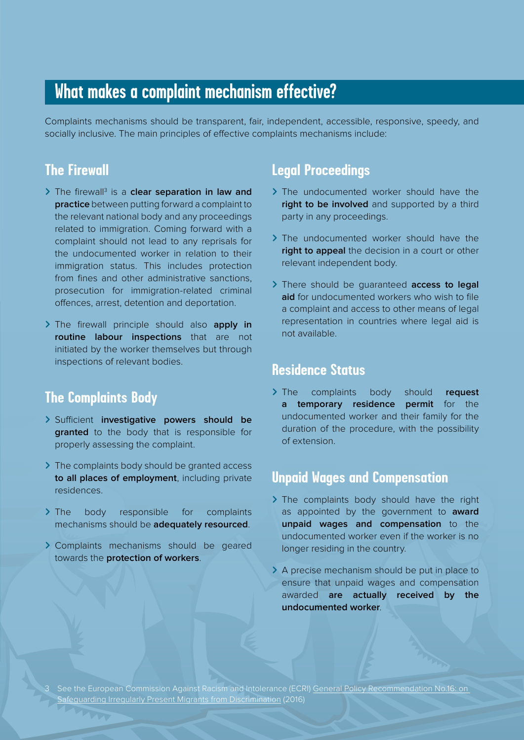# What makes a complaint mechanism effective?

Complaints mechanisms should be transparent, fair, independent, accessible, responsive, speedy, and socially inclusive. The main principles of effective complaints mechanisms include:

## The Firewall

- The firewall[3] is a **clear separation in law and practice** between putting forward a complaint to the relevant national body and any proceedings related to immigration. Coming forward with a complaint should not lead to any reprisals for the undocumented worker in relation to their immigration status. This includes protection from fines and other administrative sanctions, prosecution for immigration-related criminal offences, arrest, detention and deportation.
- The firewall principle should also **apply in routine labour inspections** that are not initiated by the worker themselves but through inspections of relevant bodies.

## The Complaints Body

- Sufficient **investigative powers should be granted** to the body that is responsible for properly assessing the complaint.
- The complaints body should be granted access **to all places of employment**, including private residences.
- The body responsible for complaints mechanisms should be **adequately resourced**.
- Complaints mechanisms should be geared towards the **protection of workers**.

## Legal Proceedings

- The undocumented worker should have the **right to be involved** and supported by a third party in any proceedings.
- The undocumented worker should have the **right to appeal** the decision in a court or other relevant independent body.
- There should be guaranteed **access to legal aid** for undocumented workers who wish to file a complaint and access to other means of legal representation in countries where legal aid is not available.

## Residence Status

- The complaints body should **request a temporary residence permit** for the undocumented worker and their family for the duration of the procedure, with the possibility of extension.

## Unpaid Wages and Compensation

- The complaints body should have the right as appointed by the government to **award unpaid wages and compensation** to the undocumented worker even if the worker is no longer residing in the country.
- A precise mechanism should be put in place to ensure that unpaid wages and compensation awarded **are actually received by the undocumented worker**.

3 See the European Commission Against Racism and Intolerance (ECRI) General Policy Recommendation No.16: on Safeguarding Irregularly Present Migrants from Discrimination (2016)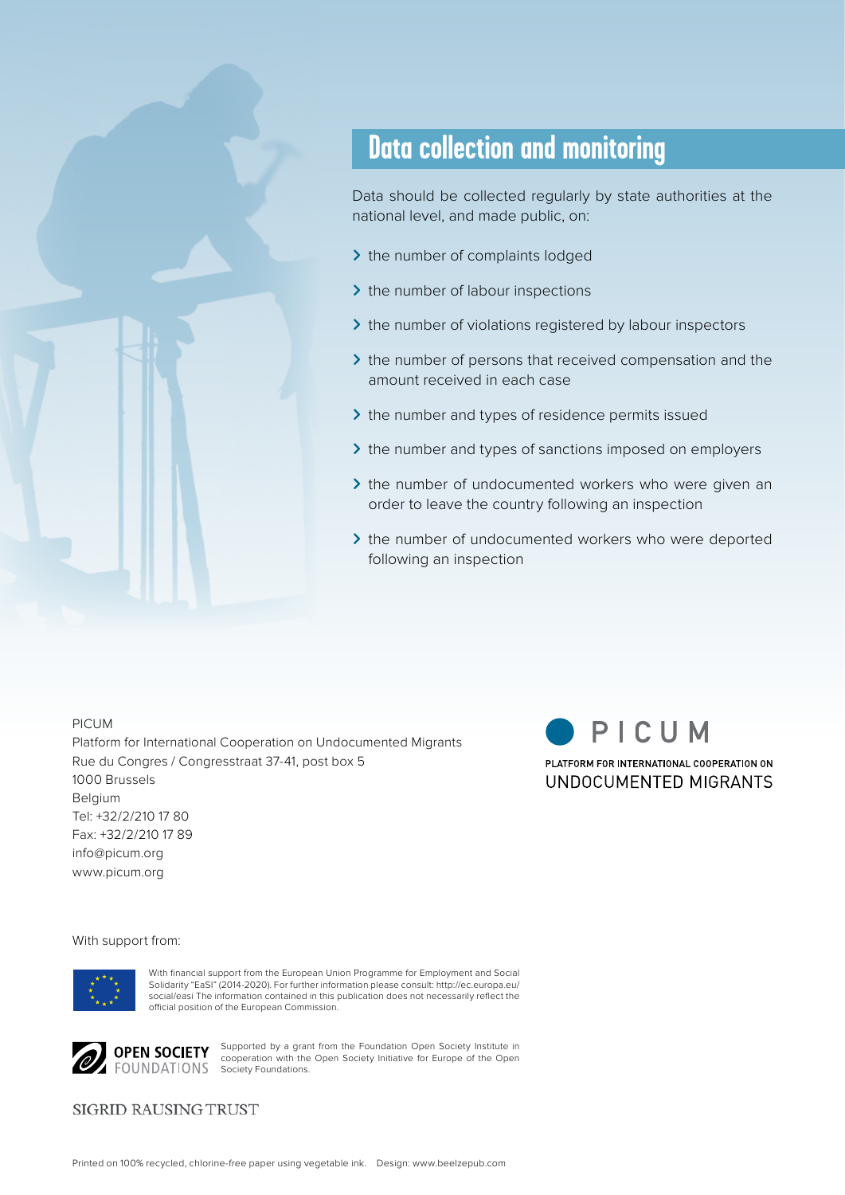## Data collection and monitoring

Data should be collected regularly by state authorities at the national level, and made public, on:

- the number of complaints lodged
- the number of labour inspections
- the number of violations registered by labour inspectors
- the number of persons that received compensation and the amount received in each case
- the number and types of residence permits issued
- the number and types of sanctions imposed on employers
- the number of undocumented workers who were given an order to leave the country following an inspection
- the number of undocumented workers who were deported following an inspection

PICUM
Platform for International Cooperation on Undocumented Migrants
Rue du Congres / Congresstraat 37-41, post box 5
1000 Brussels
Belgium
Tel: +32/2/210 17 80
Fax: +32/2/210 17 89
info@picum.org
www.picum.org

PICUM
PLATFORM FOR INTERNATIONAL COOPERATION ON UNDOCUMENTED MIGRANTS

With support from:

With financial support from the European Union Programme for Employment and Social Solidarity "EaSI" (2014-2020). For further information please consult: http://ec.europa.eu/social/easi The information contained in this publication does not necessarily reflect the official position of the European Commission.

OPEN SOCIETY FOUNDATIONS

Supported by a grant from the Foundation Open Society Institute in cooperation with the Open Society Initiative for Europe of the Open Society Foundations.

SIGRID RAUSING TRUST

Printed on 100% recycled, chlorine-free paper using vegetable ink. Design: www.beelzepub.com